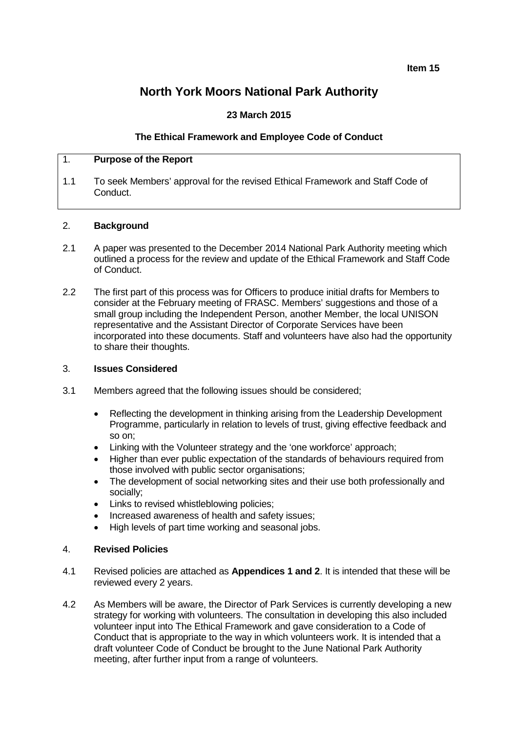**Item 15**

# North York Moors National Park Authority

### 23 March 2015

### The Ethical Framework and Employee Code of Conduct

## 1. Purpose of the Report

1.1 To seek Members' approval for the revised Ethical Framework and Staff Code of Conduct.

## 2. Background

2.1 A paper was presented to the December 2014 National Park Authority meeting which outlined a process for the review and update of the Ethical Framework and Staff Code of Conduct.

2.2 The first part of this process was for Officers to produce initial drafts for Members to consider at the February meeting of FRASC. Members' suggestions and those of a small group including the Independent Person, another Member, the local UNISON representative and the Assistant Director of Corporate Services have been incorporated into these documents. Staff and volunteers have also had the opportunity to share their thoughts.

## 3. Issues Considered

3.1 Members agreed that the following issues should be considered;

- Reflecting the development in thinking arising from the Leadership Development Programme, particularly in relation to levels of trust, giving effective feedback and so on;
- Linking with the Volunteer strategy and the 'one workforce' approach;
- Higher than ever public expectation of the standards of behaviours required from those involved with public sector organisations;
- The development of social networking sites and their use both professionally and socially;
- Links to revised whistleblowing policies;
- Increased awareness of health and safety issues;
- High levels of part time working and seasonal jobs.

## 4. Revised Policies

4.1 Revised policies are attached as **Appendices 1 and 2**. It is intended that these will be reviewed every 2 years.

4.2 As Members will be aware, the Director of Park Services is currently developing a new strategy for working with volunteers. The consultation in developing this also included volunteer input into The Ethical Framework and gave consideration to a Code of Conduct that is appropriate to the way in which volunteers work. It is intended that a draft volunteer Code of Conduct be brought to the June National Park Authority meeting, after further input from a range of volunteers.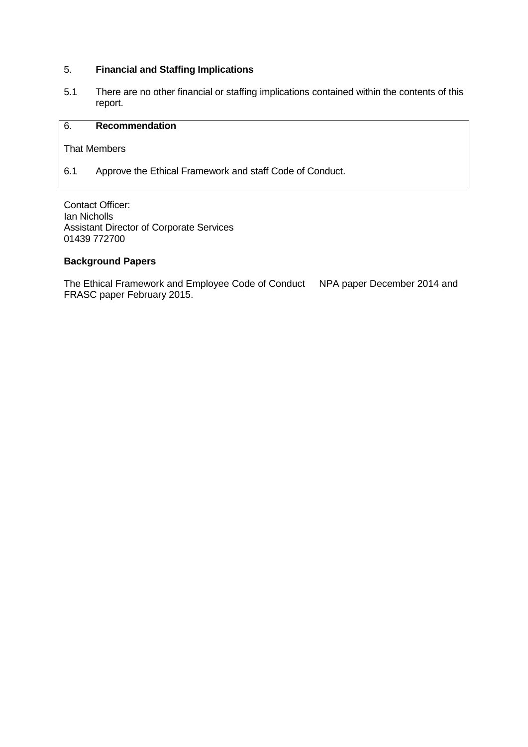## 5. Financial and Staffing Implications

5.1 There are no other financial or staffing implications contained within the contents of this report.

## 6. Recommendation

That Members

6.1 Approve the Ethical Framework and staff Code of Conduct.

Contact Officer:
Ian Nicholls
Assistant Director of Corporate Services
01439 772700

**Background Papers**

The Ethical Framework and Employee Code of Conduct NPA paper December 2014 and FRASC paper February 2015.